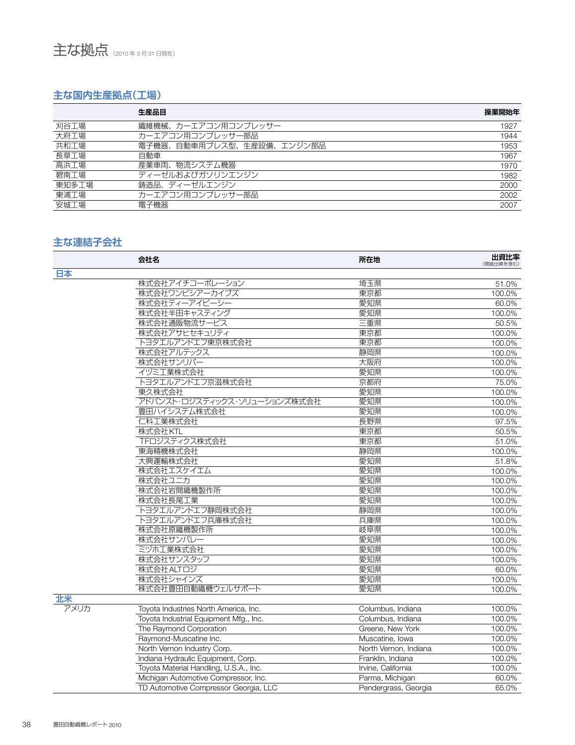# 主な拠点（2010年3月31日現在）

## 主な国内生産拠点（工場）

| | 生産品目 | 操業開始年 |
|---|---|---|
| 刈谷工場 | 繊維機械、カーエアコン用コンプレッサー | 1927 |
| 大府工場 | カーエアコン用コンプレッサー部品 | 1944 |
| 共和工場 | 電子機器、自動車用プレス型、生産設備、エンジン部品 | 1953 |
| 長草工場 | 自動車 | 1967 |
| 高浜工場 | 産業車両、物流システム機器 | 1970 |
| 碧南工場 | ディーゼルおよびガソリンエンジン | 1982 |
| 東知多工場 | 鋳造品、ディーゼルエンジン | 2000 |
| 東浦工場 | カーエアコン用コンプレッサー部品 | 2002 |
| 安城工場 | 電子機器 | 2007 |

## 主な連結子会社

| | 会社名 | 所在地 | 出資比率（間接出資を含む） |
|---|---|---|---|
| **日本** | | | |
| | 株式会社アイチコーポレーション | 埼玉県 | 51.0% |
| | 株式会社ワンビシアーカイブズ | 東京都 | 100.0% |
| | 株式会社ティーアイビーシー | 愛知県 | 60.0% |
| | 株式会社半田キャスティング | 愛知県 | 100.0% |
| | 株式会社通販物流サービス | 三重県 | 50.5% |
| | 株式会社アサヒセキュリティ | 東京都 | 100.0% |
| | トヨタエルアンドエフ東京株式会社 | 東京都 | 100.0% |
| | 株式会社アルテックス | 静岡県 | 100.0% |
| | 株式会社サンリバー | 大阪府 | 100.0% |
| | イヅミ工業株式会社 | 愛知県 | 100.0% |
| | トヨタエルアンドエフ京滋株式会社 | 京都府 | 75.0% |
| | 東久株式会社 | 愛知県 | 100.0% |
| | アドバンスト·ロジスティックス·ソリューションズ株式会社 | 愛知県 | 100.0% |
| | 豊田ハイシステム株式会社 | 愛知県 | 100.0% |
| | 仁科工業株式会社 | 長野県 | 97.5% |
| | 株式会社KTL | 東京都 | 50.5% |
| | TFロジスティクス株式会社 | 東京都 | 51.0% |
| | 東海精機株式会社 | 静岡県 | 100.0% |
| | 大興運輸株式会社 | 愛知県 | 51.8% |
| | 株式会社エスケイエム | 愛知県 | 100.0% |
| | 株式会社ユニカ | 愛知県 | 100.0% |
| | 株式会社岩間織機製作所 | 愛知県 | 100.0% |
| | 株式会社長尾工業 | 愛知県 | 100.0% |
| | トヨタエルアンドエフ静岡株式会社 | 静岡県 | 100.0% |
| | トヨタエルアンドエフ兵庫株式会社 | 兵庫県 | 100.0% |
| | 株式会社原織機製作所 | 岐阜県 | 100.0% |
| | 株式会社サンバレー | 愛知県 | 100.0% |
| | ミヅホ工業株式会社 | 愛知県 | 100.0% |
| | 株式会社サンスタッフ | 愛知県 | 100.0% |
| | 株式会社ALTロジ | 愛知県 | 60.0% |
| | 株式会社シャインズ | 愛知県 | 100.0% |
| | 株式会社豊田自動織機ウェルサポート | 愛知県 | 100.0% |
| **北米** | | | |
| アメリカ | Toyota Industries North America, Inc. | Columbus, Indiana | 100.0% |
| | Toyota Industrial Equipment Mfg., Inc. | Columbus, Indiana | 100.0% |
| | The Raymond Corporation | Greene, New York | 100.0% |
| | Raymond-Muscatine Inc. | Muscatine, Iowa | 100.0% |
| | North Vernon Industry Corp. | North Vernon, Indiana | 100.0% |
| | Indiana Hydraulic Equipment, Corp. | Franklin, Indiana | 100.0% |
| | Toyota Material Handling, U.S.A., Inc. | Irvine, California | 100.0% |
| | Michigan Automotive Compressor, Inc. | Parma, Michigan | 60.0% |
| | TD Automotive Compressor Georgia, LLC | Pendergrass, Georgia | 65.0% |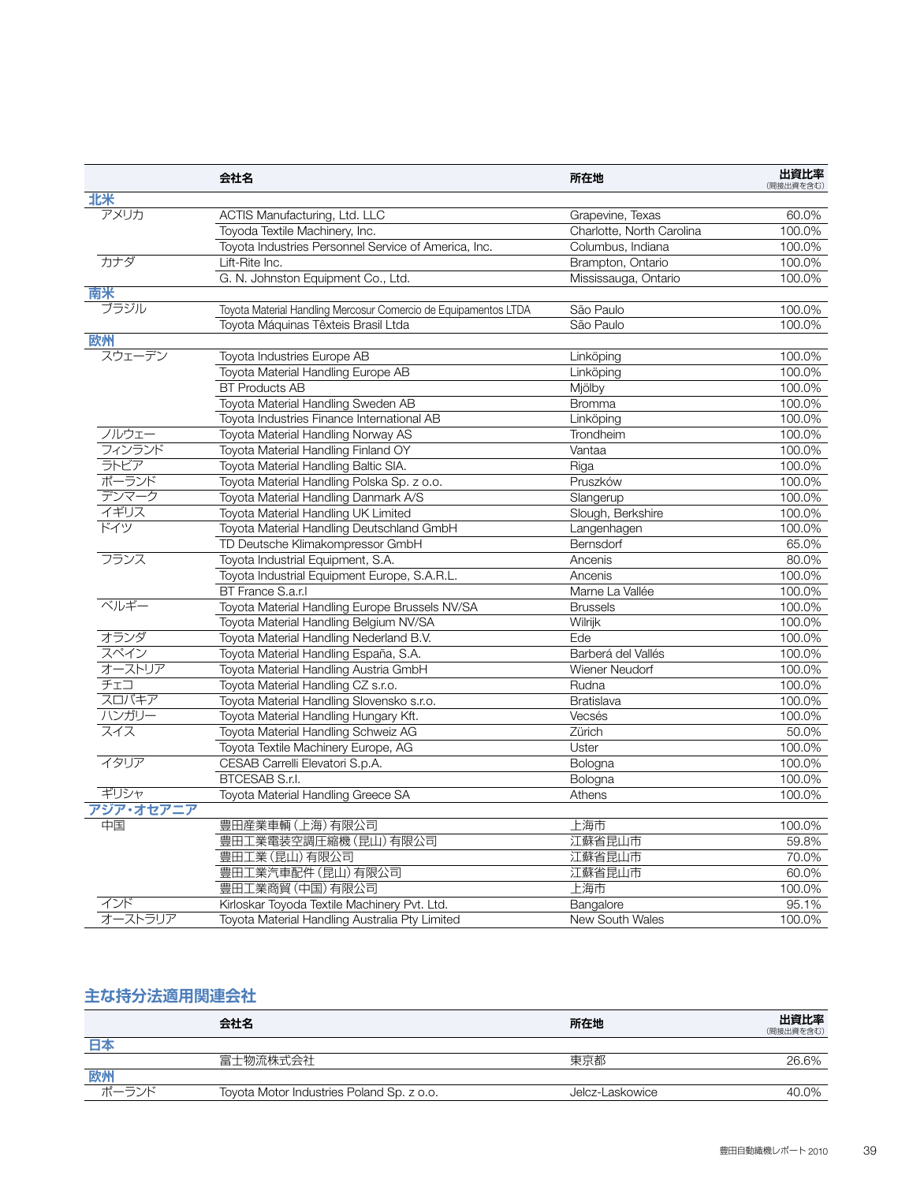| | 会社名 | 所在地 | 出資比率 (間接出資を含む) |
|---|---|---|---|
| **北米** | | | |
| アメリカ | ACTIS Manufacturing, Ltd. LLC | Grapevine, Texas | 60.0% |
| | Toyoda Textile Machinery, Inc. | Charlotte, North Carolina | 100.0% |
| | Toyota Industries Personnel Service of America, Inc. | Columbus, Indiana | 100.0% |
| カナダ | Lift-Rite Inc. | Brampton, Ontario | 100.0% |
| | G. N. Johnston Equipment Co., Ltd. | Mississauga, Ontario | 100.0% |
| **南米** | | | |
| ブラジル | Toyota Material Handling Mercosur Comercio de Equipamentos LTDA | São Paulo | 100.0% |
| | Toyota Máquinas Têxteis Brasil Ltda | São Paulo | 100.0% |
| **欧州** | | | |
| スウェーデン | Toyota Industries Europe AB | Linköping | 100.0% |
| | Toyota Material Handling Europe AB | Linköping | 100.0% |
| | BT Products AB | Mjölby | 100.0% |
| | Toyota Material Handling Sweden AB | Bromma | 100.0% |
| | Toyota Industries Finance International AB | Linköping | 100.0% |
| ノルウェー | Toyota Material Handling Norway AS | Trondheim | 100.0% |
| フィンランド | Toyota Material Handling Finland OY | Vantaa | 100.0% |
| ラトビア | Toyota Material Handling Baltic SIA. | Riga | 100.0% |
| ポーランド | Toyota Material Handling Polska Sp. z o.o. | Pruszków | 100.0% |
| デンマーク | Toyota Material Handling Danmark A/S | Slangerup | 100.0% |
| イギリス | Toyota Material Handling UK Limited | Slough, Berkshire | 100.0% |
| ドイツ | Toyota Material Handling Deutschland GmbH | Langenhagen | 100.0% |
| | TD Deutsche Klimakompressor GmbH | Bernsdorf | 65.0% |
| フランス | Toyota Industrial Equipment, S.A. | Ancenis | 80.0% |
| | Toyota Industrial Equipment Europe, S.A.R.L. | Ancenis | 100.0% |
| | BT France S.a.r.l | Marne La Vallée | 100.0% |
| ベルギー | Toyota Material Handling Europe Brussels NV/SA | Brussels | 100.0% |
| | Toyota Material Handling Belgium NV/SA | Wilrijk | 100.0% |
| オランダ | Toyota Material Handling Nederland B.V. | Ede | 100.0% |
| スペイン | Toyota Material Handling España, S.A. | Barberá del Vallés | 100.0% |
| オーストリア | Toyota Material Handling Austria GmbH | Wiener Neudorf | 100.0% |
| チェコ | Toyota Material Handling CZ s.r.o. | Rudna | 100.0% |
| スロバキア | Toyota Material Handling Slovensko s.r.o. | Bratislava | 100.0% |
| ハンガリー | Toyota Material Handling Hungary Kft. | Vecsés | 100.0% |
| スイス | Toyota Material Handling Schweiz AG | Zürich | 50.0% |
| | Toyota Textile Machinery Europe, AG | Uster | 100.0% |
| イタリア | CESAB Carrelli Elevatori S.p.A. | Bologna | 100.0% |
| | BTCESAB S.r.l. | Bologna | 100.0% |
| ギリシャ | Toyota Material Handling Greece SA | Athens | 100.0% |
| **アジア・オセアニア** | | | |
| 中国 | 豊田産業車輌(上海)有限公司 | 上海市 | 100.0% |
| | 豊田工業電装空調圧縮機(昆山)有限公司 | 江蘇省昆山市 | 59.8% |
| | 豊田工業(昆山)有限公司 | 江蘇省昆山市 | 70.0% |
| | 豊田工業汽車配件(昆山)有限公司 | 江蘇省昆山市 | 60.0% |
| | 豊田工業商貿(中国)有限公司 | 上海市 | 100.0% |
| インド | Kirloskar Toyoda Textile Machinery Pvt. Ltd. | Bangalore | 95.1% |
| オーストラリア | Toyota Material Handling Australia Pty Limited | New South Wales | 100.0% |

## 主な持分法適用関連会社

| | 会社名 | 所在地 | 出資比率 (間接出資を含む) |
|---|---|---|---|
| **日本** | | | |
| | 富士物流株式会社 | 東京都 | 26.6% |
| **欧州** | | | |
| ポーランド | Toyota Motor Industries Poland Sp. z o.o. | Jelcz-Laskowice | 40.0% |